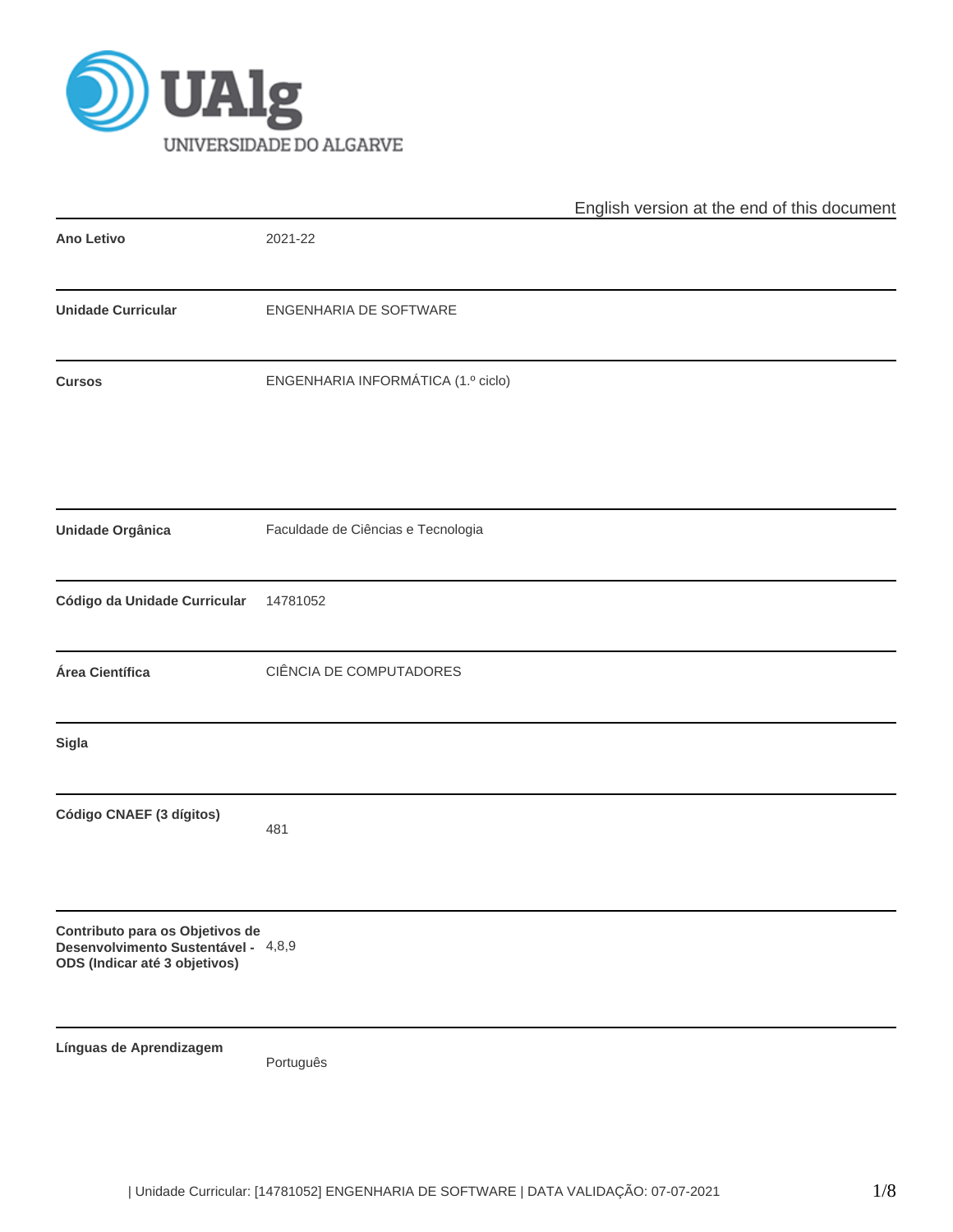UAlg UNIVERSIDADE DO ALGARVE

English version at the end of this document

| | |
|---|---|
| **Ano Letivo** | 2021-22 |
| **Unidade Curricular** | ENGENHARIA DE SOFTWARE |
| **Cursos** | ENGENHARIA INFORMÁTICA (1.º ciclo) |
| **Unidade Orgânica** | Faculdade de Ciências e Tecnologia |
| **Código da Unidade Curricular** | 14781052 |
| **Área Científica** | CIÊNCIA DE COMPUTADORES |
| **Sigla** | |
| **Código CNAEF (3 dígitos)** | 481 |
| **Contributo para os Objetivos de Desenvolvimento Sustentável - ODS (Indicar até 3 objetivos)** | 4,8,9 |
| **Línguas de Aprendizagem** | Português |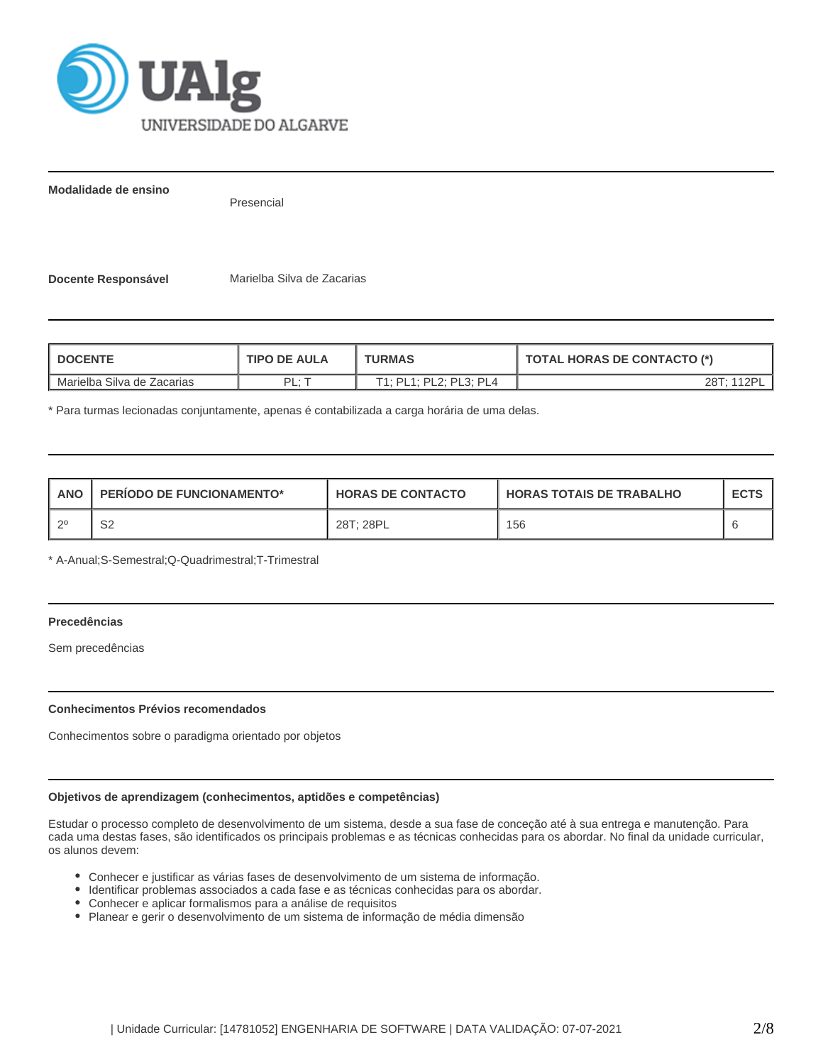**Modalidade de ensino**

Presencial

**Docente Responsável**

Marielba Silva de Zacarias

| DOCENTE | TIPO DE AULA | TURMAS | TOTAL HORAS DE CONTACTO (*) |
|---|---|---|---|
| Marielba Silva de Zacarias | PL; T | T1; PL1; PL2; PL3; PL4 | 28T; 112PL |

* Para turmas lecionadas conjuntamente, apenas é contabilizada a carga horária de uma delas.

| ANO | PERÍODO DE FUNCIONAMENTO* | HORAS DE CONTACTO | HORAS TOTAIS DE TRABALHO | ECTS |
|---|---|---|---|---|
| 2º | S2 | 28T; 28PL | 156 | 6 |

* A-Anual;S-Semestral;Q-Quadrimestral;T-Trimestral

### Precedências

Sem precedências

### Conhecimentos Prévios recomendados

Conhecimentos sobre o paradigma orientado por objetos

### Objetivos de aprendizagem (conhecimentos, aptidões e competências)

Estudar o processo completo de desenvolvimento de um sistema, desde a sua fase de conceção até à sua entrega e manutenção. Para cada uma destas fases, são identificados os principais problemas e as técnicas conhecidas para os abordar. No final da unidade curricular, os alunos devem:

- Conhecer e justificar as várias fases de desenvolvimento de um sistema de informação.
- Identificar problemas associados a cada fase e as técnicas conhecidas para os abordar.
- Conhecer e aplicar formalismos para a análise de requisitos
- Planear e gerir o desenvolvimento de um sistema de informação de média dimensão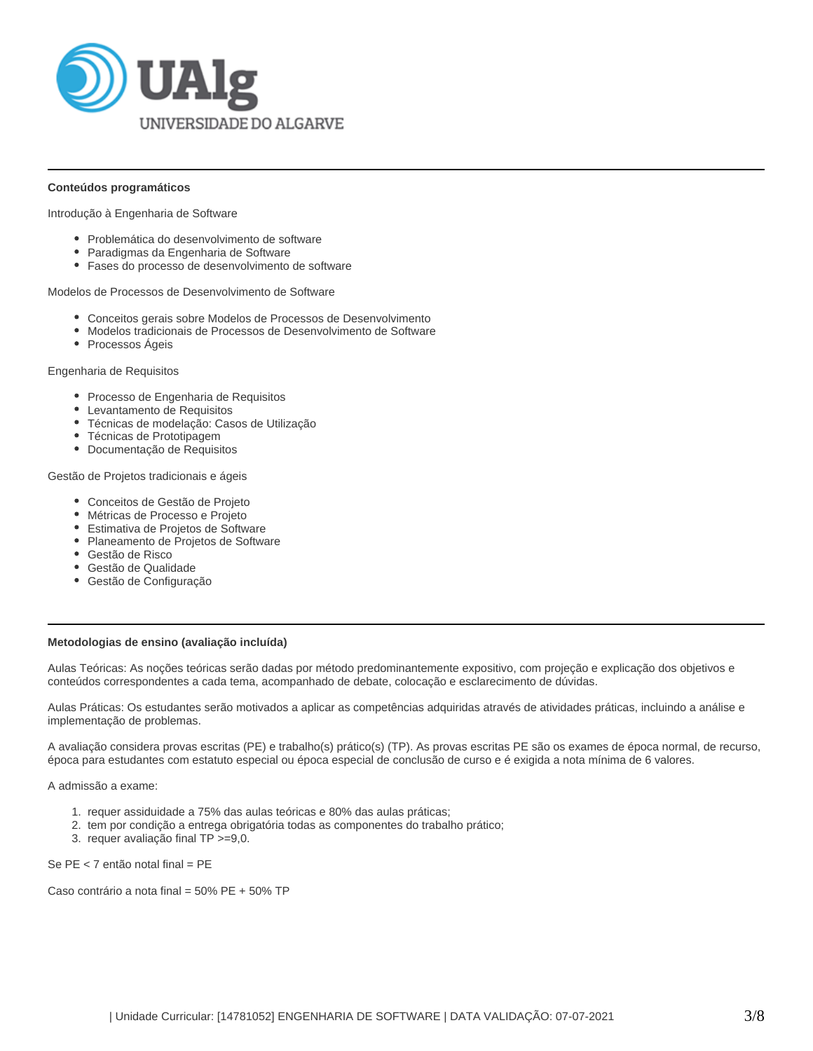**Conteúdos programáticos**

Introdução à Engenharia de Software

- Problemática do desenvolvimento de software
- Paradigmas da Engenharia de Software
- Fases do processo de desenvolvimento de software

Modelos de Processos de Desenvolvimento de Software

- Conceitos gerais sobre Modelos de Processos de Desenvolvimento
- Modelos tradicionais de Processos de Desenvolvimento de Software
- Processos Ágeis

Engenharia de Requisitos

- Processo de Engenharia de Requisitos
- Levantamento de Requisitos
- Técnicas de modelação: Casos de Utilização
- Técnicas de Prototipagem
- Documentação de Requisitos

Gestão de Projetos tradicionais e ágeis

- Conceitos de Gestão de Projeto
- Métricas de Processo e Projeto
- Estimativa de Projetos de Software
- Planeamento de Projetos de Software
- Gestão de Risco
- Gestão de Qualidade
- Gestão de Configuração

**Metodologias de ensino (avaliação incluída)**

Aulas Teóricas: As noções teóricas serão dadas por método predominantemente expositivo, com projeção e explicação dos objetivos e conteúdos correspondentes a cada tema, acompanhado de debate, colocação e esclarecimento de dúvidas.

Aulas Práticas: Os estudantes serão motivados a aplicar as competências adquiridas através de atividades práticas, incluindo a análise e implementação de problemas.

A avaliação considera provas escritas (PE) e trabalho(s) prático(s) (TP). As provas escritas PE são os exames de época normal, de recurso, época para estudantes com estatuto especial ou época especial de conclusão de curso e é exigida a nota mínima de 6 valores.

A admissão a exame:

1. requer assiduidade a 75% das aulas teóricas e 80% das aulas práticas;
2. tem por condição a entrega obrigatória todas as componentes do trabalho prático;
3. requer avaliação final TP >=9,0.

Se PE < 7 então notal final = PE

Caso contrário a nota final = 50% PE + 50% TP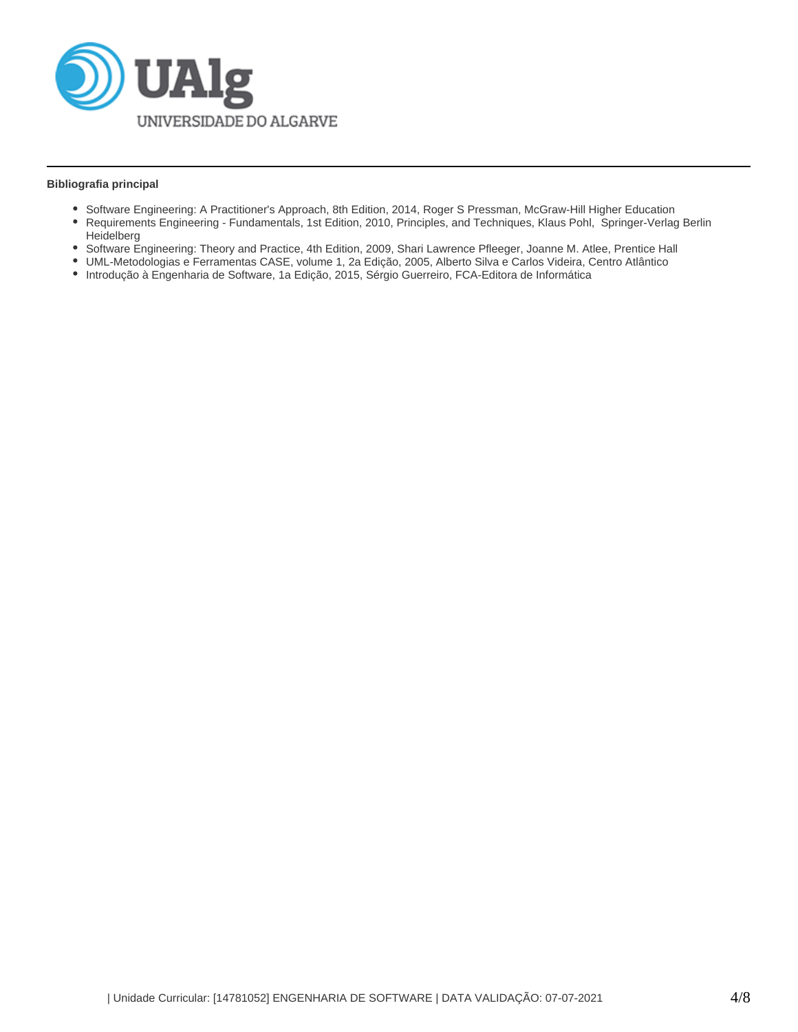**Bibliografia principal**

- Software Engineering: A Practitioner's Approach, 8th Edition, 2014, Roger S Pressman, McGraw-Hill Higher Education
- Requirements Engineering - Fundamentals, 1st Edition, 2010, Principles, and Techniques, Klaus Pohl, Springer-Verlag Berlin Heidelberg
- Software Engineering: Theory and Practice, 4th Edition, 2009, Shari Lawrence Pfleeger, Joanne M. Atlee, Prentice Hall
- UML-Metodologias e Ferramentas CASE, volume 1, 2a Edição, 2005, Alberto Silva e Carlos Videira, Centro Atlântico
- Introdução à Engenharia de Software, 1a Edição, 2015, Sérgio Guerreiro, FCA-Editora de Informática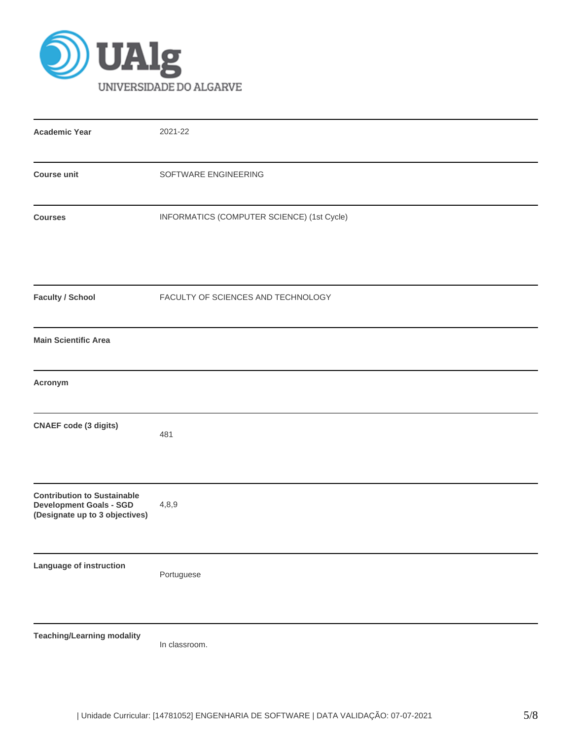| | |
|---|---|
| **Academic Year** | 2021-22 |
| **Course unit** | SOFTWARE ENGINEERING |
| **Courses** | INFORMATICS (COMPUTER SCIENCE) (1st Cycle) |
| **Faculty / School** | FACULTY OF SCIENCES AND TECHNOLOGY |
| **Main Scientific Area** | |
| **Acronym** | |
| **CNAEF code (3 digits)** | 481 |
| **Contribution to Sustainable Development Goals - SGD (Designate up to 3 objectives)** | 4,8,9 |
| **Language of instruction** | Portuguese |
| **Teaching/Learning modality** | In classroom. |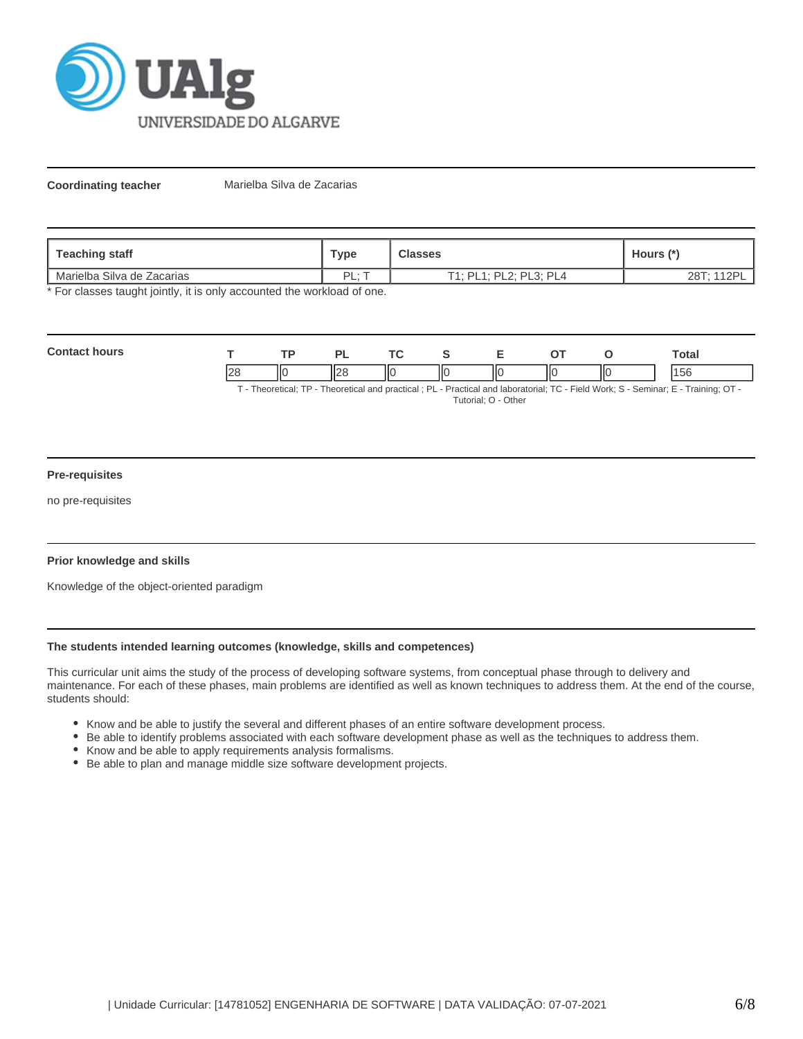**Coordinating teacher** Marielba Silva de Zacarias

| Teaching staff | Type | Classes | Hours (*) |
|---|---|---|---|
| Marielba Silva de Zacarias | PL; T | T1; PL1; PL2; PL3; PL4 | 28T; 112PL |

* For classes taught jointly, it is only accounted the workload of one.

**Contact hours**

| T | TP | PL | TC | S | E | OT | O | Total |
|---|---|---|---|---|---|---|---|---|
| 28 | 0 | 28 | 0 | 0 | 0 | 0 | 0 | 156 |

T - Theoretical; TP - Theoretical and practical ; PL - Practical and laboratorial; TC - Field Work; S - Seminar; E - Training; OT - Tutorial; O - Other

**Pre-requisites**

no pre-requisites

**Prior knowledge and skills**

Knowledge of the object-oriented paradigm

**The students intended learning outcomes (knowledge, skills and competences)**

This curricular unit aims the study of the process of developing software systems, from conceptual phase through to delivery and maintenance. For each of these phases, main problems are identified as well as known techniques to address them. At the end of the course, students should:

- Know and be able to justify the several and different phases of an entire software development process.
- Be able to identify problems associated with each software development phase as well as the techniques to address them.
- Know and be able to apply requirements analysis formalisms.
- Be able to plan and manage middle size software development projects.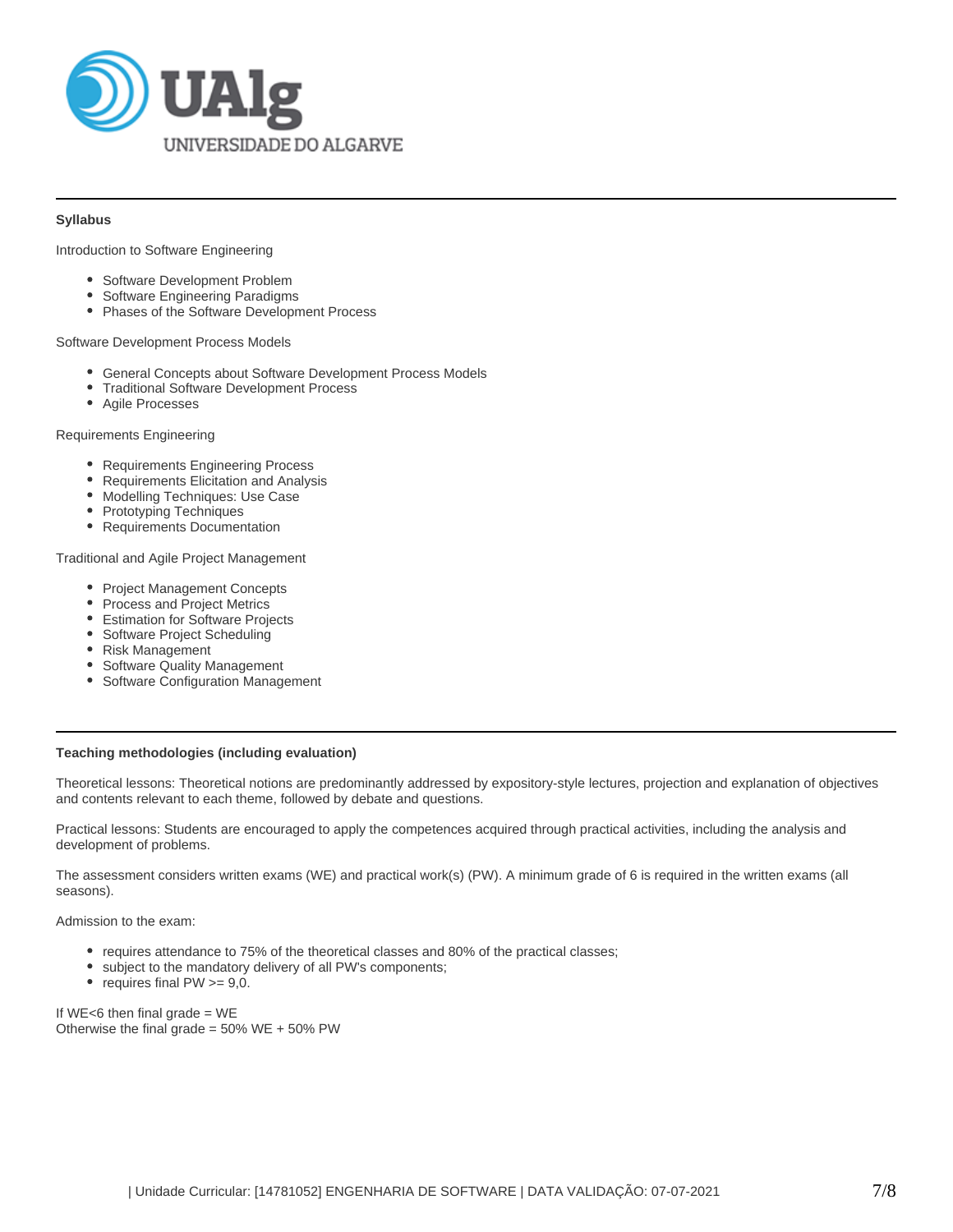## Syllabus

Introduction to Software Engineering

- Software Development Problem
- Software Engineering Paradigms
- Phases of the Software Development Process

Software Development Process Models

- General Concepts about Software Development Process Models
- Traditional Software Development Process
- Agile Processes

Requirements Engineering

- Requirements Engineering Process
- Requirements Elicitation and Analysis
- Modelling Techniques: Use Case
- Prototyping Techniques
- Requirements Documentation

Traditional and Agile Project Management

- Project Management Concepts
- Process and Project Metrics
- Estimation for Software Projects
- Software Project Scheduling
- Risk Management
- Software Quality Management
- Software Configuration Management

## Teaching methodologies (including evaluation)

Theoretical lessons: Theoretical notions are predominantly addressed by expository-style lectures, projection and explanation of objectives and contents relevant to each theme, followed by debate and questions.

Practical lessons: Students are encouraged to apply the competences acquired through practical activities, including the analysis and development of problems.

The assessment considers written exams (WE) and practical work(s) (PW). A minimum grade of 6 is required in the written exams (all seasons).

Admission to the exam:

- requires attendance to 75% of the theoretical classes and 80% of the practical classes;
- subject to the mandatory delivery of all PW's components;
- requires final PW >= 9,0.

If WE<6 then final grade = WE
Otherwise the final grade = 50% WE + 50% PW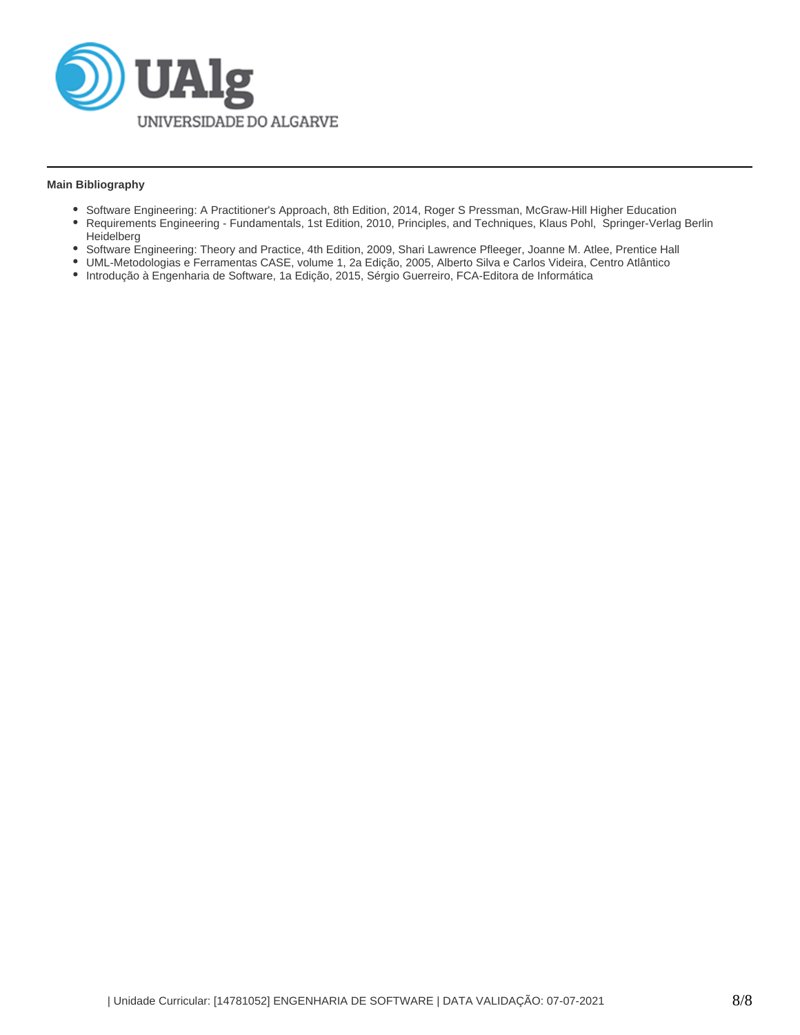**Main Bibliography**

- Software Engineering: A Practitioner's Approach, 8th Edition, 2014, Roger S Pressman, McGraw-Hill Higher Education
- Requirements Engineering - Fundamentals, 1st Edition, 2010, Principles, and Techniques, Klaus Pohl, Springer-Verlag Berlin Heidelberg
- Software Engineering: Theory and Practice, 4th Edition, 2009, Shari Lawrence Pfleeger, Joanne M. Atlee, Prentice Hall
- UML-Metodologias e Ferramentas CASE, volume 1, 2a Edição, 2005, Alberto Silva e Carlos Videira, Centro Atlântico
- Introdução à Engenharia de Software, 1a Edição, 2015, Sérgio Guerreiro, FCA-Editora de Informática